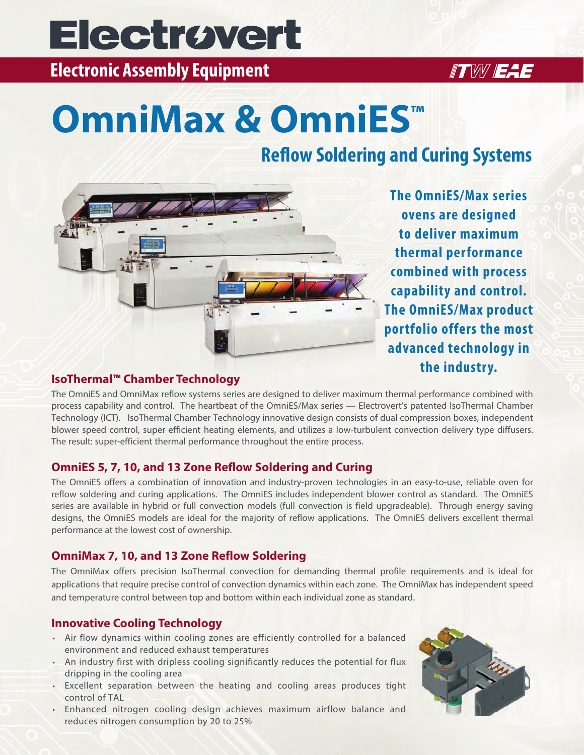# Electrovert

## Electronic Assembly Equipment

ITW EAE

# OmniMax & OmniES™

## Reflow Soldering and Curing Systems

**The OmniES/Max series ovens are designed to deliver maximum thermal performance combined with process capability and control. The OmniES/Max product portfolio offers the most advanced technology in the industry.**

### IsoThermal™ Chamber Technology

The OmniES and OmniMax reflow systems series are designed to deliver maximum thermal performance combined with process capability and control. The heartbeat of the OmniES/Max series — Electrovert's patented IsoThermal Chamber Technology (ICT). IsoThermal Chamber Technology innovative design consists of dual compression boxes, independent blower speed control, super efficient heating elements, and utilizes a low-turbulent convection delivery type diffusers. The result: super-efficient thermal performance throughout the entire process.

### OmniES 5, 7, 10, and 13 Zone Reflow Soldering and Curing

The OmniES offers a combination of innovation and industry-proven technologies in an easy-to-use, reliable oven for reflow soldering and curing applications. The OmniES includes independent blower control as standard. The OmniES series are available in hybrid or full convection models (full convection is field upgradeable). Through energy saving designs, the OmniES models are ideal for the majority of reflow applications. The OmniES delivers excellent thermal performance at the lowest cost of ownership.

### OmniMax 7, 10, and 13 Zone Reflow Soldering

The OmniMax offers precision IsoThermal convection for demanding thermal profile requirements and is ideal for applications that require precise control of convection dynamics within each zone. The OmniMax has independent speed and temperature control between top and bottom within each individual zone as standard.

### Innovative Cooling Technology

- Air flow dynamics within cooling zones are efficiently controlled for a balanced environment and reduced exhaust temperatures
- An industry first with dripless cooling significantly reduces the potential for flux dripping in the cooling area
- Excellent separation between the heating and cooling areas produces tight control of TAL
- Enhanced nitrogen cooling design achieves maximum airflow balance and reduces nitrogen consumption by 20 to 25%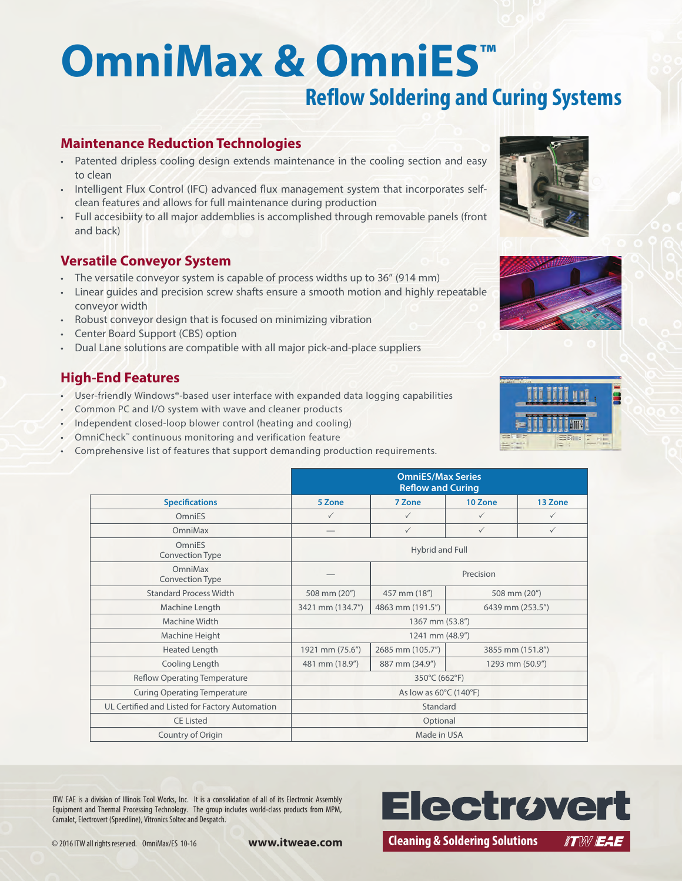# OmniMax & OmniES™

## Reflow Soldering and Curing Systems

### Maintenance Reduction Technologies

- Patented dripless cooling design extends maintenance in the cooling section and easy to clean
- Intelligent Flux Control (IFC) advanced flux management system that incorporates self-clean features and allows for full maintenance during production
- Full accesibiity to all major addemblies is accomplished through removable panels (front and back)

### Versatile Conveyor System

- The versatile conveyor system is capable of process widths up to 36″ (914 mm)
- Linear guides and precision screw shafts ensure a smooth motion and highly repeatable conveyor width
- Robust conveyor design that is focused on minimizing vibration
- Center Board Support (CBS) option
- Dual Lane solutions are compatible with all major pick-and-place suppliers

### High-End Features

- User-friendly Windows®-based user interface with expanded data logging capabilities
- Common PC and I/O system with wave and cleaner products
- Independent closed-loop blower control (heating and cooling)
- OmniCheck™ continuous monitoring and verification feature
- Comprehensive list of features that support demanding production requirements.

| | OmniES/Max Series Reflow and Curing | | | |
|---|---|---|---|---|
| **Specifications** | **5 Zone** | **7 Zone** | **10 Zone** | **13 Zone** |
| OmniES | ✓ | ✓ | ✓ | ✓ |
| OmniMax | — | ✓ | ✓ | ✓ |
| OmniES Convection Type | Hybrid and Full | | | |
| OmniMax Convection Type | — | Precision | | |
| Standard Process Width | 508 mm (20″) | 457 mm (18″) | 508 mm (20″) | |
| Machine Length | 3421 mm (134.7″) | 4863 mm (191.5″) | 6439 mm (253.5″) | |
| Machine Width | 1367 mm (53.8″) | | | |
| Machine Height | 1241 mm (48.9″) | | | |
| Heated Length | 1921 mm (75.6″) | 2685 mm (105.7″) | 3855 mm (151.8″) | |
| Cooling Length | 481 mm (18.9″) | 887 mm (34.9″) | 1293 mm (50.9″) | |
| Reflow Operating Temperature | 350°C (662°F) | | | |
| Curing Operating Temperature | As low as 60°C (140°F) | | | |
| UL Certified and Listed for Factory Automation | Standard | | | |
| CE Listed | Optional | | | |
| Country of Origin | Made in USA | | | |

ITW EAE is a division of Illinois Tool Works, Inc. It is a consolidation of all of its Electronic Assembly Equipment and Thermal Processing Technology. The group includes world-class products from MPM, Camalot, Electrovert (Speedline), Vitronics Soltec and Despatch.

© 2016 ITW all rights reserved. OmniMax/ES 10-16

**www.itweae.com**

**Electrovert**

**Cleaning & Soldering Solutions** ITW EAE